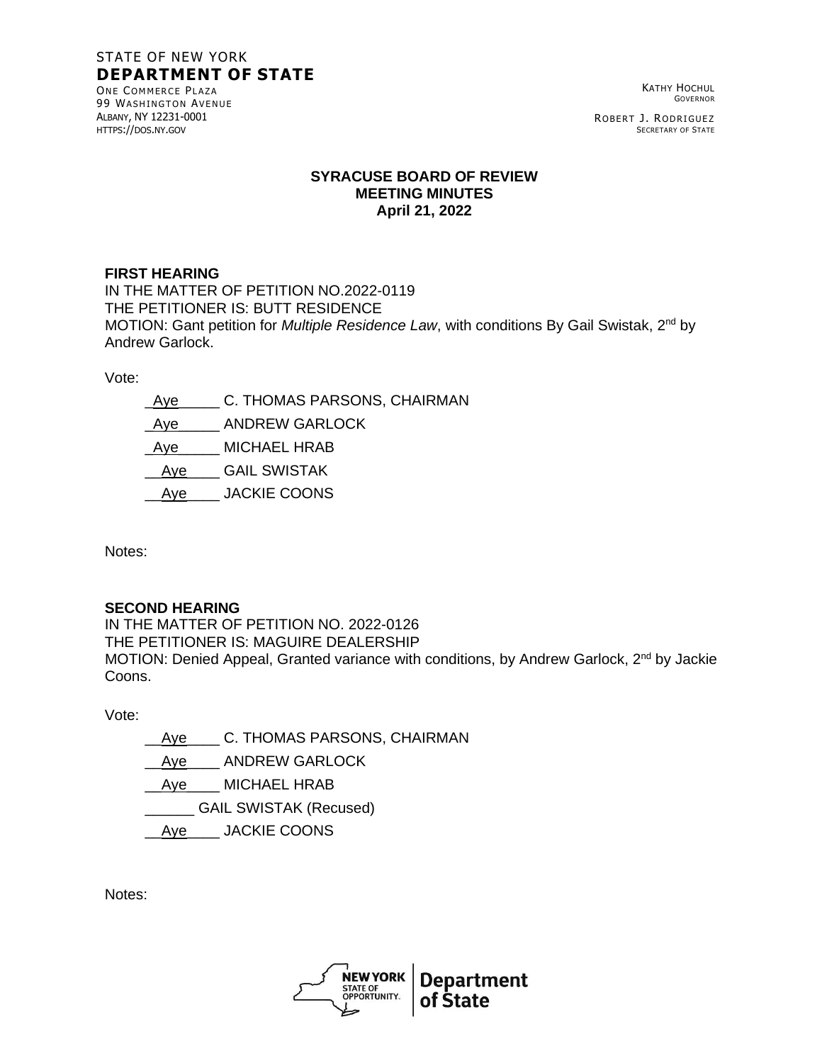STATE OF NEW YORK
**DEPARTMENT OF STATE**
ONE COMMERCE PLAZA
99 WASHINGTON AVENUE
ALBANY, NY 12231-0001
HTTPS://DOS.NY.GOV

KATHY HOCHUL
GOVERNOR

ROBERT J. RODRIGUEZ
SECRETARY OF STATE

**SYRACUSE BOARD OF REVIEW**
**MEETING MINUTES**
**April 21, 2022**

**FIRST HEARING**
IN THE MATTER OF PETITION NO.2022-0119
THE PETITIONER IS: BUTT RESIDENCE
MOTION: Gant petition for *Multiple Residence Law*, with conditions By Gail Swistak, 2nd by Andrew Garlock.

Vote:

_Aye_____ C. THOMAS PARSONS, CHAIRMAN
_Aye_____ ANDREW GARLOCK
_Aye_____ MICHAEL HRAB
__Aye____ GAIL SWISTAK
__Aye____ JACKIE COONS

Notes:

**SECOND HEARING**
IN THE MATTER OF PETITION NO. 2022-0126
THE PETITIONER IS: MAGUIRE DEALERSHIP
MOTION: Denied Appeal, Granted variance with conditions, by Andrew Garlock, 2nd by Jackie Coons.

Vote:

__Aye____ C. THOMAS PARSONS, CHAIRMAN
__Aye____ ANDREW GARLOCK
__Aye____ MICHAEL HRAB
______ GAIL SWISTAK (Recused)
__Aye____ JACKIE COONS

Notes:

NEW YORK STATE OF OPPORTUNITY. | Department of State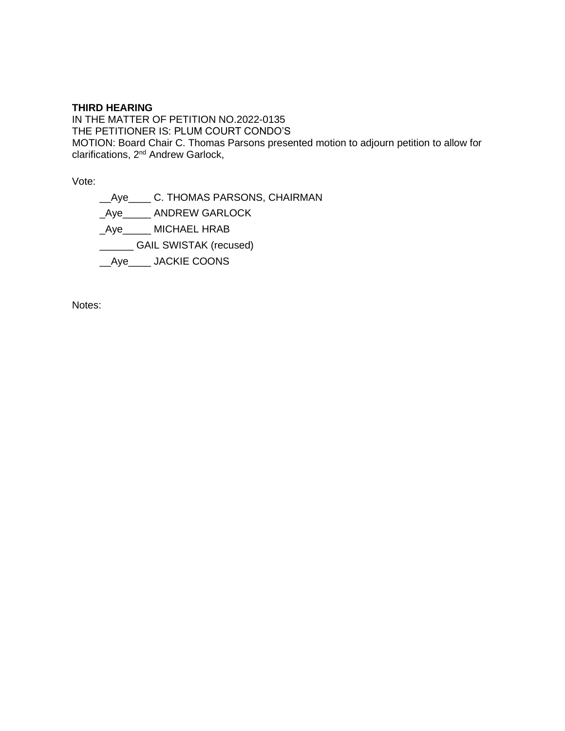**THIRD HEARING**

IN THE MATTER OF PETITION NO.2022-0135
THE PETITIONER IS: PLUM COURT CONDO'S
MOTION: Board Chair C. Thomas Parsons presented motion to adjourn petition to allow for clarifications, 2nd Andrew Garlock,

Vote:

__Aye____ C. THOMAS PARSONS, CHAIRMAN

_Aye_____ ANDREW GARLOCK

_Aye_____ MICHAEL HRAB

______ GAIL SWISTAK (recused)

__Aye____ JACKIE COONS

Notes: